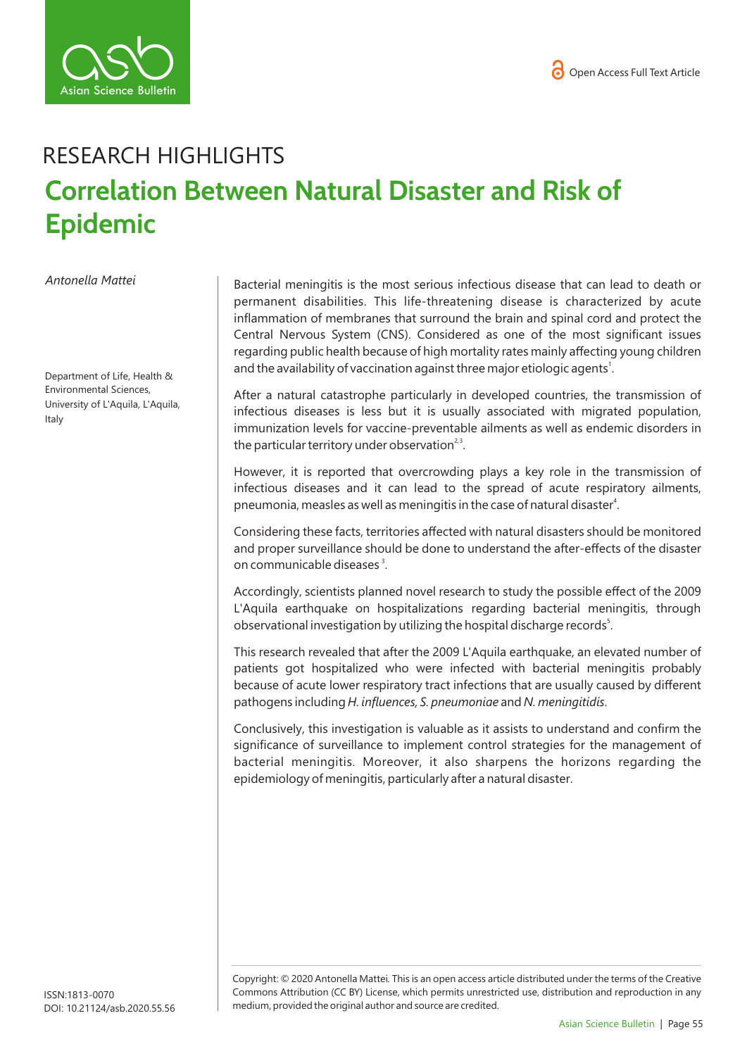RESEARCH HIGHLIGHTS

# Correlation Between Natural Disaster and Risk of Epidemic

*Antonella Mattei*

Department of Life, Health & Environmental Sciences, University of L'Aquila, L'Aquila, Italy

Bacterial meningitis is the most serious infectious disease that can lead to death or permanent disabilities. This life-threatening disease is characterized by acute inflammation of membranes that surround the brain and spinal cord and protect the Central Nervous System (CNS). Considered as one of the most significant issues regarding public health because of high mortality rates mainly affecting young children and the availability of vaccination against three major etiologic agents[1].

After a natural catastrophe particularly in developed countries, the transmission of infectious diseases is less but it is usually associated with migrated population, immunization levels for vaccine-preventable ailments as well as endemic disorders in the particular territory under observation[2,3].

However, it is reported that overcrowding plays a key role in the transmission of infectious diseases and it can lead to the spread of acute respiratory ailments, pneumonia, measles as well as meningitis in the case of natural disaster[4].

Considering these facts, territories affected with natural disasters should be monitored and proper surveillance should be done to understand the after-effects of the disaster on communicable diseases[3].

Accordingly, scientists planned novel research to study the possible effect of the 2009 L'Aquila earthquake on hospitalizations regarding bacterial meningitis, through observational investigation by utilizing the hospital discharge records[5].

This research revealed that after the 2009 L'Aquila earthquake, an elevated number of patients got hospitalized who were infected with bacterial meningitis probably because of acute lower respiratory tract infections that are usually caused by different pathogens including *H. influences, S. pneumoniae* and *N. meningitidis*.

Conclusively, this investigation is valuable as it assists to understand and confirm the significance of surveillance to implement control strategies for the management of bacterial meningitis. Moreover, it also sharpens the horizons regarding the epidemiology of meningitis, particularly after a natural disaster.

ISSN:1813-0070
DOI: 10.21124/asb.2020.55.56

Copyright: © 2020 Antonella Mattei. This is an open access article distributed under the terms of the Creative Commons Attribution (CC BY) License, which permits unrestricted use, distribution and reproduction in any medium, provided the original author and source are credited.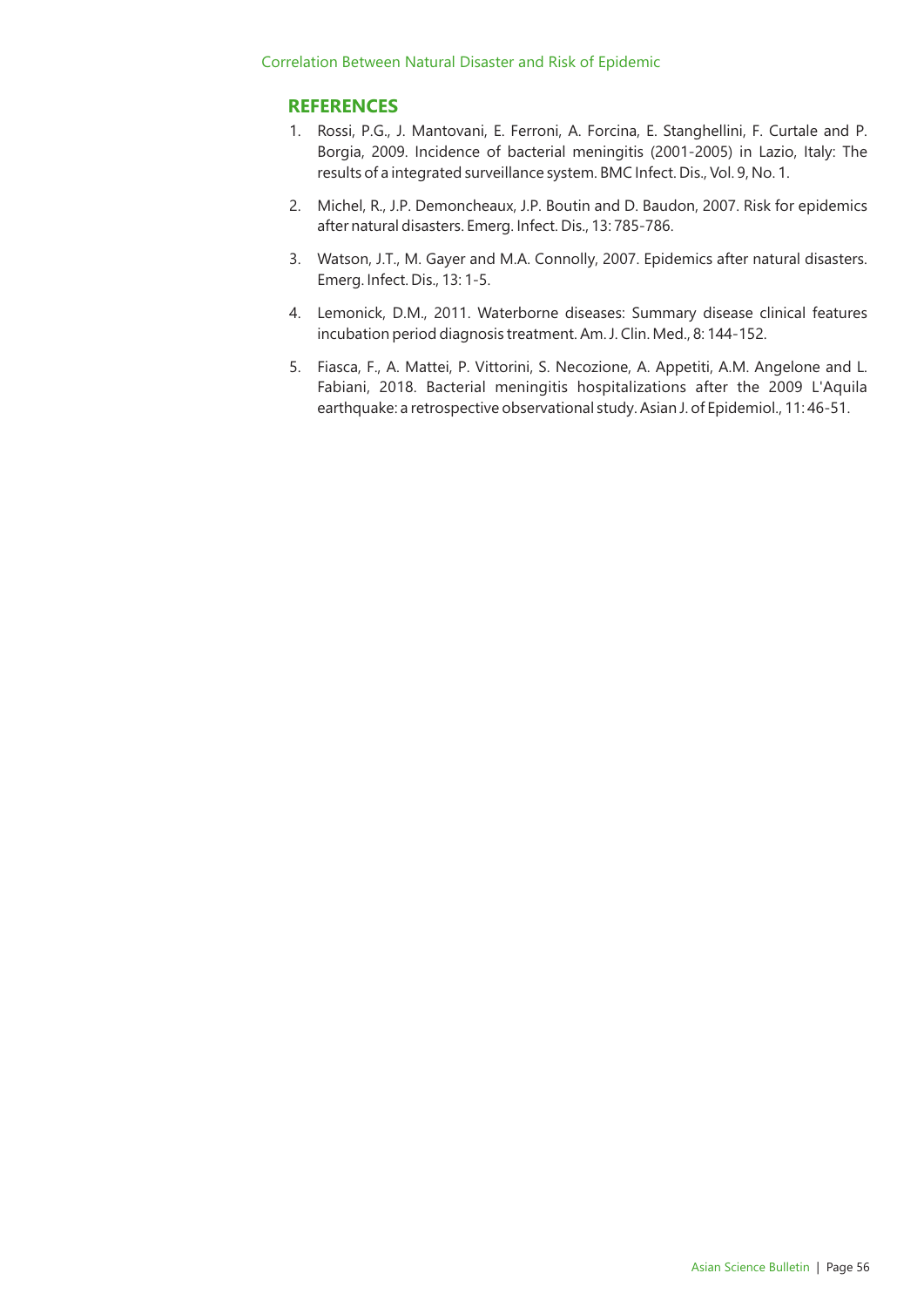## REFERENCES

1. Rossi, P.G., J. Mantovani, E. Ferroni, A. Forcina, E. Stanghellini, F. Curtale and P. Borgia, 2009. Incidence of bacterial meningitis (2001-2005) in Lazio, Italy: The results of a integrated surveillance system. BMC Infect. Dis., Vol. 9, No. 1.

2. Michel, R., J.P. Demoncheaux, J.P. Boutin and D. Baudon, 2007. Risk for epidemics after natural disasters. Emerg. Infect. Dis., 13: 785-786.

3. Watson, J.T., M. Gayer and M.A. Connolly, 2007. Epidemics after natural disasters. Emerg. Infect. Dis., 13: 1-5.

4. Lemonick, D.M., 2011. Waterborne diseases: Summary disease clinical features incubation period diagnosis treatment. Am. J. Clin. Med., 8: 144-152.

5. Fiasca, F., A. Mattei, P. Vittorini, S. Necozione, A. Appetiti, A.M. Angelone and L. Fabiani, 2018. Bacterial meningitis hospitalizations after the 2009 L'Aquila earthquake: a retrospective observational study. Asian J. of Epidemiol., 11: 46-51.